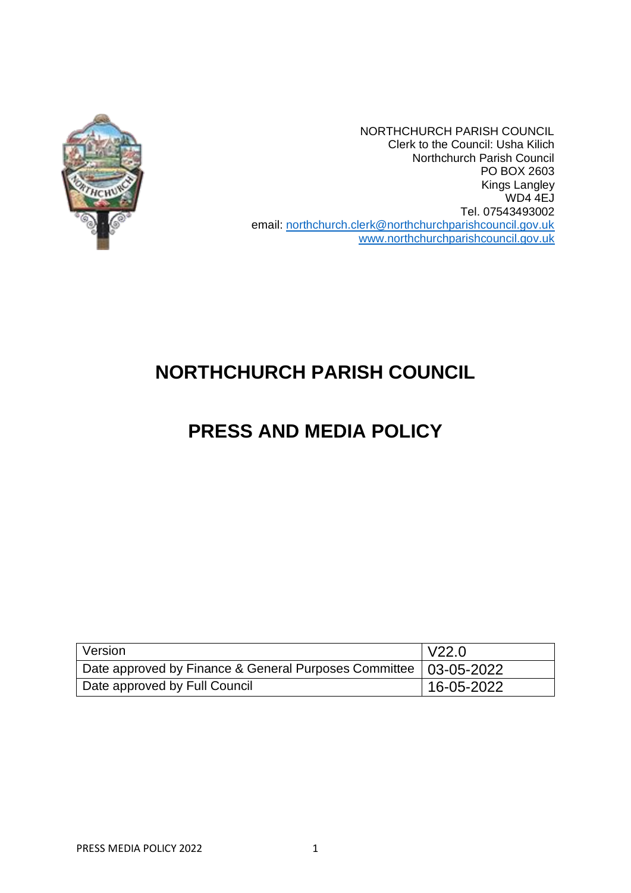NORTHCHURCH PARISH COUNCIL
Clerk to the Council: Usha Kilich
Northchurch Parish Council
PO BOX 2603
Kings Langley
WD4 4EJ
Tel. 07543493002
email: northchurch.clerk@northchurchparishcouncil.gov.uk
www.northchurchparishcouncil.gov.uk

# NORTHCHURCH PARISH COUNCIL

# PRESS AND MEDIA POLICY

| | |
|---|---|
| Version | V22.0 |
| Date approved by Finance & General Purposes Committee | 03-05-2022 |
| Date approved by Full Council | 16-05-2022 |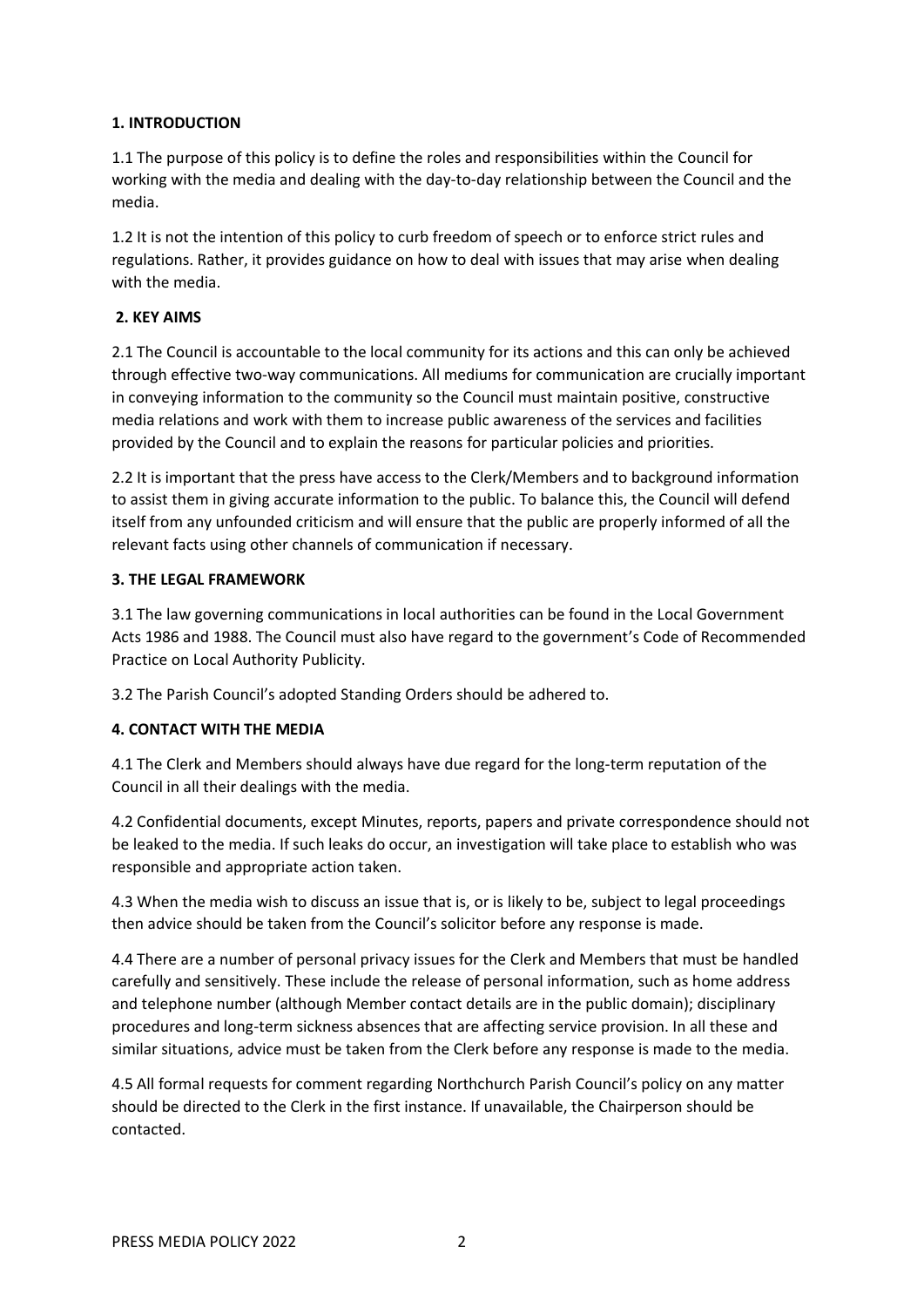**1. INTRODUCTION**

1.1 The purpose of this policy is to define the roles and responsibilities within the Council for working with the media and dealing with the day-to-day relationship between the Council and the media.

1.2 It is not the intention of this policy to curb freedom of speech or to enforce strict rules and regulations. Rather, it provides guidance on how to deal with issues that may arise when dealing with the media.

**2. KEY AIMS**

2.1 The Council is accountable to the local community for its actions and this can only be achieved through effective two-way communications. All mediums for communication are crucially important in conveying information to the community so the Council must maintain positive, constructive media relations and work with them to increase public awareness of the services and facilities provided by the Council and to explain the reasons for particular policies and priorities.

2.2 It is important that the press have access to the Clerk/Members and to background information to assist them in giving accurate information to the public. To balance this, the Council will defend itself from any unfounded criticism and will ensure that the public are properly informed of all the relevant facts using other channels of communication if necessary.

**3. THE LEGAL FRAMEWORK**

3.1 The law governing communications in local authorities can be found in the Local Government Acts 1986 and 1988. The Council must also have regard to the government's Code of Recommended Practice on Local Authority Publicity.

3.2 The Parish Council's adopted Standing Orders should be adhered to.

**4. CONTACT WITH THE MEDIA**

4.1 The Clerk and Members should always have due regard for the long-term reputation of the Council in all their dealings with the media.

4.2 Confidential documents, except Minutes, reports, papers and private correspondence should not be leaked to the media. If such leaks do occur, an investigation will take place to establish who was responsible and appropriate action taken.

4.3 When the media wish to discuss an issue that is, or is likely to be, subject to legal proceedings then advice should be taken from the Council's solicitor before any response is made.

4.4 There are a number of personal privacy issues for the Clerk and Members that must be handled carefully and sensitively. These include the release of personal information, such as home address and telephone number (although Member contact details are in the public domain); disciplinary procedures and long-term sickness absences that are affecting service provision. In all these and similar situations, advice must be taken from the Clerk before any response is made to the media.

4.5 All formal requests for comment regarding Northchurch Parish Council's policy on any matter should be directed to the Clerk in the first instance. If unavailable, the Chairperson should be contacted.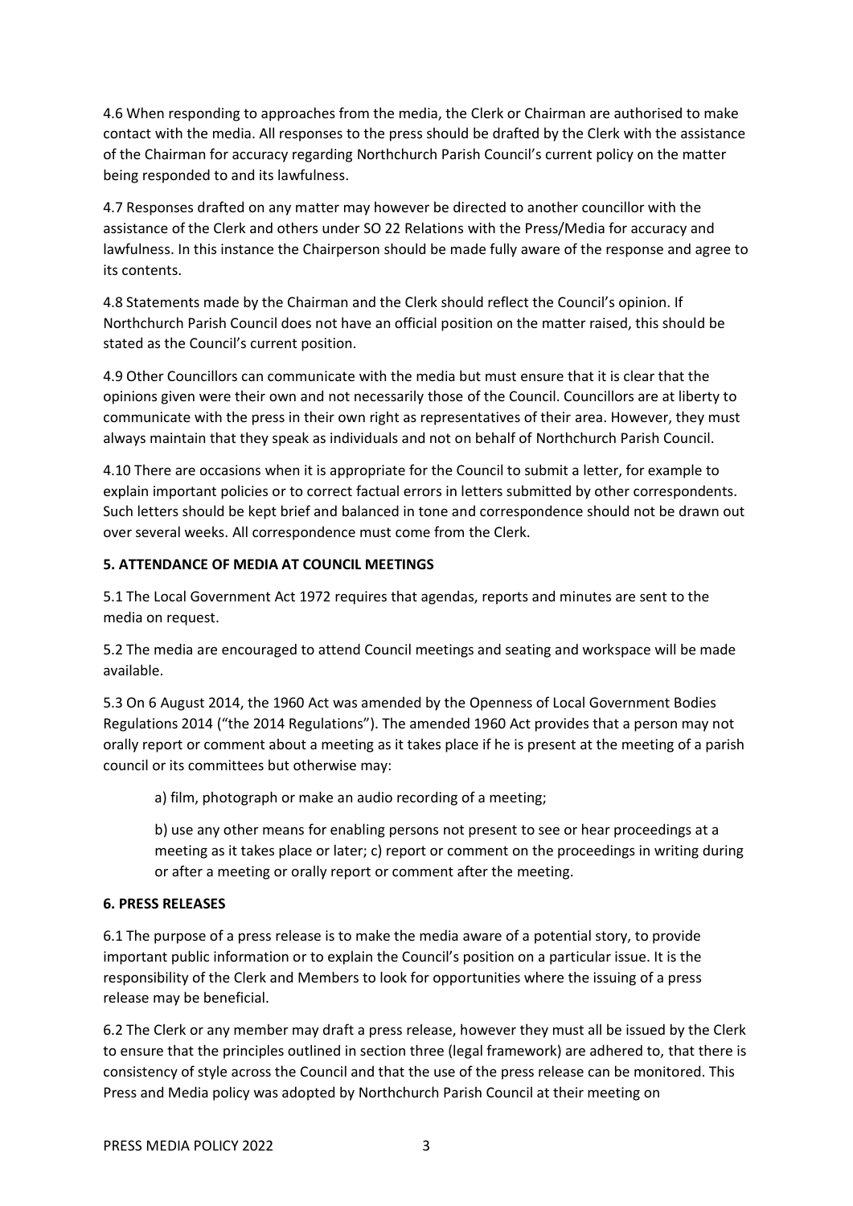4.6 When responding to approaches from the media, the Clerk or Chairman are authorised to make contact with the media. All responses to the press should be drafted by the Clerk with the assistance of the Chairman for accuracy regarding Northchurch Parish Council's current policy on the matter being responded to and its lawfulness.

4.7 Responses drafted on any matter may however be directed to another councillor with the assistance of the Clerk and others under SO 22 Relations with the Press/Media for accuracy and lawfulness. In this instance the Chairperson should be made fully aware of the response and agree to its contents.

4.8 Statements made by the Chairman and the Clerk should reflect the Council's opinion. If Northchurch Parish Council does not have an official position on the matter raised, this should be stated as the Council's current position.

4.9 Other Councillors can communicate with the media but must ensure that it is clear that the opinions given were their own and not necessarily those of the Council. Councillors are at liberty to communicate with the press in their own right as representatives of their area. However, they must always maintain that they speak as individuals and not on behalf of Northchurch Parish Council.

4.10 There are occasions when it is appropriate for the Council to submit a letter, for example to explain important policies or to correct factual errors in letters submitted by other correspondents. Such letters should be kept brief and balanced in tone and correspondence should not be drawn out over several weeks. All correspondence must come from the Clerk.

**5. ATTENDANCE OF MEDIA AT COUNCIL MEETINGS**

5.1 The Local Government Act 1972 requires that agendas, reports and minutes are sent to the media on request.

5.2 The media are encouraged to attend Council meetings and seating and workspace will be made available.

5.3 On 6 August 2014, the 1960 Act was amended by the Openness of Local Government Bodies Regulations 2014 ("the 2014 Regulations"). The amended 1960 Act provides that a person may not orally report or comment about a meeting as it takes place if he is present at the meeting of a parish council or its committees but otherwise may:

a) film, photograph or make an audio recording of a meeting;

b) use any other means for enabling persons not present to see or hear proceedings at a meeting as it takes place or later; c) report or comment on the proceedings in writing during or after a meeting or orally report or comment after the meeting.

**6. PRESS RELEASES**

6.1 The purpose of a press release is to make the media aware of a potential story, to provide important public information or to explain the Council's position on a particular issue. It is the responsibility of the Clerk and Members to look for opportunities where the issuing of a press release may be beneficial.

6.2 The Clerk or any member may draft a press release, however they must all be issued by the Clerk to ensure that the principles outlined in section three (legal framework) are adhered to, that there is consistency of style across the Council and that the use of the press release can be monitored. This Press and Media policy was adopted by Northchurch Parish Council at their meeting on